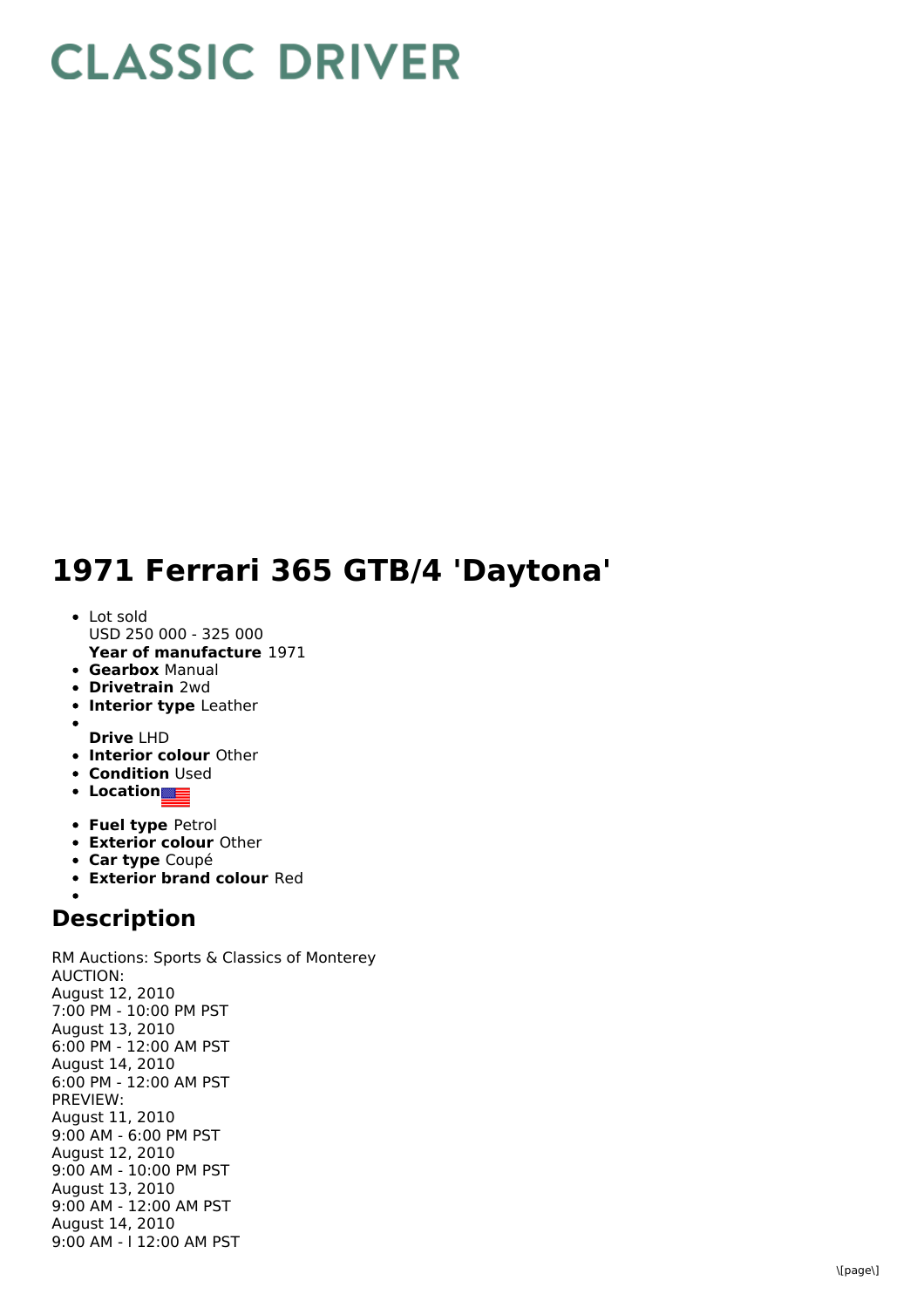# CLASSIC DRIVER

# 1971 Ferrari 365 GTB/4 'Daytona'

- Lot sold
  USD 250 000 - 325 000
  **Year of manufacture** 1971
- **Gearbox** Manual
- **Drivetrain** 2wd
- **Interior type** Leather
- 
  **Drive** LHD
- **Interior colour** Other
- **Condition** Used
- **Location**
- **Fuel type** Petrol
- **Exterior colour** Other
- **Car type** Coupé
- **Exterior brand colour** Red
- 

## Description

RM Auctions: Sports & Classics of Monterey
AUCTION:
August 12, 2010
7:00 PM - 10:00 PM PST
August 13, 2010
6:00 PM - 12:00 AM PST
August 14, 2010
6:00 PM - 12:00 AM PST
PREVIEW:
August 11, 2010
9:00 AM - 6:00 PM PST
August 12, 2010
9:00 AM - 10:00 PM PST
August 13, 2010
9:00 AM - 12:00 AM PST
August 14, 2010
9:00 AM - l 12:00 AM PST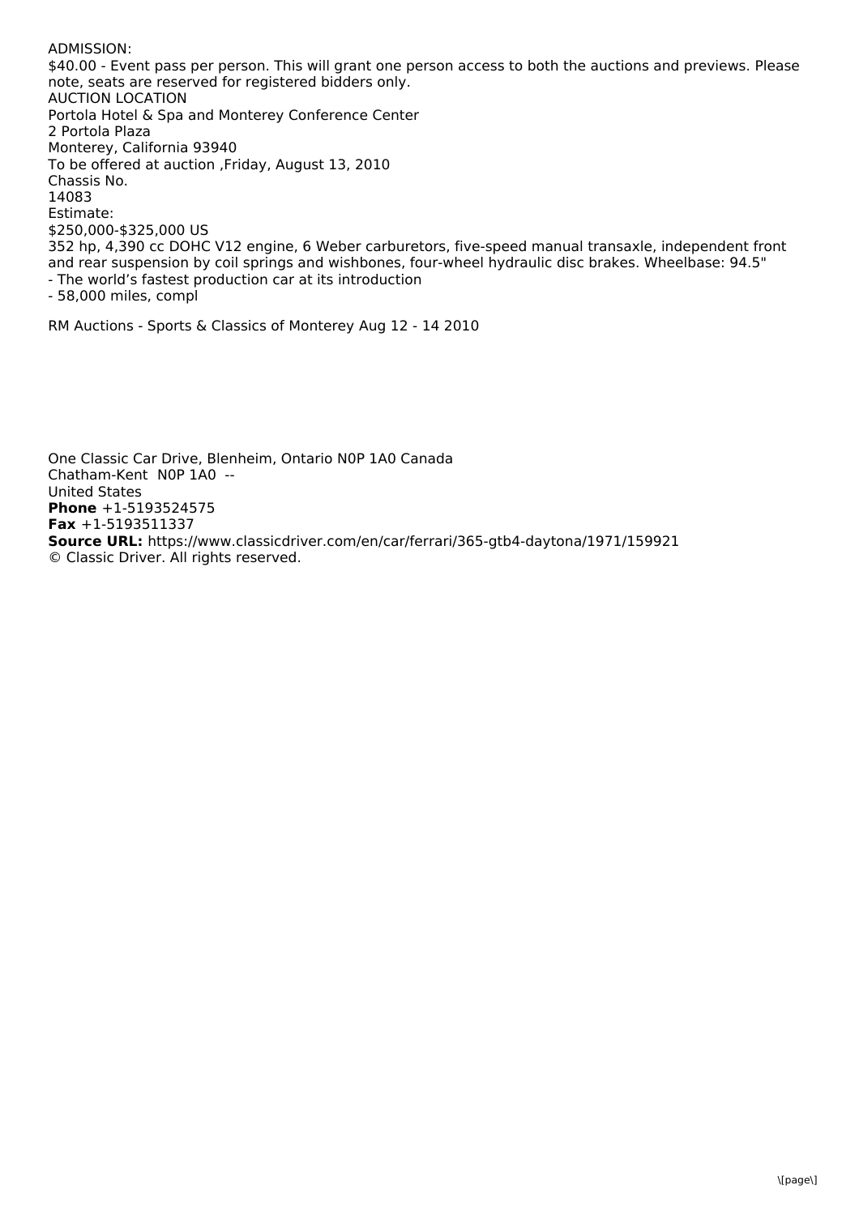ADMISSION:
$40.00 - Event pass per person. This will grant one person access to both the auctions and previews. Please note, seats are reserved for registered bidders only.
AUCTION LOCATION
Portola Hotel & Spa and Monterey Conference Center
2 Portola Plaza
Monterey, California 93940
To be offered at auction ,Friday, August 13, 2010
Chassis No.
14083
Estimate:
$250,000-$325,000 US
352 hp, 4,390 cc DOHC V12 engine, 6 Weber carburetors, five-speed manual transaxle, independent front and rear suspension by coil springs and wishbones, four-wheel hydraulic disc brakes. Wheelbase: 94.5"
- The world's fastest production car at its introduction
- 58,000 miles, compl

RM Auctions - Sports & Classics of Monterey Aug 12 - 14 2010

One Classic Car Drive, Blenheim, Ontario N0P 1A0 Canada
Chatham-Kent N0P 1A0 --
United States
**Phone** +1-5193524575
**Fax** +1-5193511337
**Source URL:** https://www.classicdriver.com/en/car/ferrari/365-gtb4-daytona/1971/159921
© Classic Driver. All rights reserved.